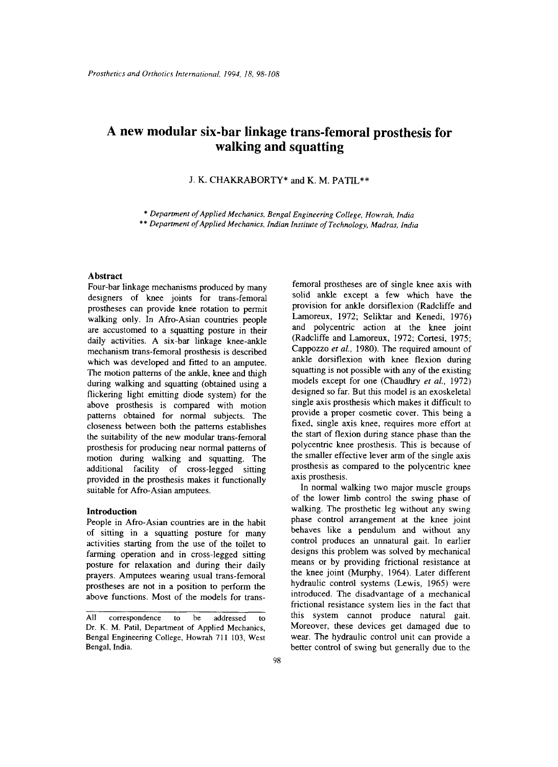# A new modular six-bar linkage trans-femoral prosthesis for walking and squatting

J. K. CHAKRABORTY* and K. M. PATIL**

\* *Department of Applied Mechanics, Bengal Engineering College, Howrah, India*
\*\* *Department of Applied Mechanics, Indian Institute of Technology, Madras, India*

## Abstract

Four-bar linkage mechanisms produced by many designers of knee joints for trans-femoral prostheses can provide knee rotation to permit walking only. In Afro-Asian countries people are accustomed to a squatting posture in their daily activities. A six-bar linkage knee-ankle mechanism trans-femoral prosthesis is described which was developed and fitted to an amputee. The motion patterns of the ankle, knee and thigh during walking and squatting (obtained using a flickering light emitting diode system) for the above prosthesis is compared with motion patterns obtained for normal subjects. The closeness between both the patterns establishes the suitability of the new modular trans-femoral prosthesis for producing near normal patterns of motion during walking and squatting. The additional facility of cross-legged sitting provided in the prosthesis makes it functionally suitable for Afro-Asian amputees.

## Introduction

People in Afro-Asian countries are in the habit of sitting in a squatting posture for many activities starting from the use of the toilet to farming operation and in cross-legged sitting posture for relaxation and during their daily prayers. Amputees wearing usual trans-femoral prostheses are not in a position to perform the above functions. Most of the models for trans-femoral prostheses are of single knee axis with solid ankle except a few which have the provision for ankle dorsiflexion (Radcliffe and Lamoreux, 1972; Seliktar and Kenedi, 1976) and polycentric action at the knee joint (Radcliffe and Lamoreux, 1972; Cortesi, 1975; Cappozzo *et al.*, 1980). The required amount of ankle dorsiflexion with knee flexion during squatting is not possible with any of the existing models except for one (Chaudhry *et al.*, 1972) designed so far. But this model is an exoskeletal single axis prosthesis which makes it difficult to provide a proper cosmetic cover. This being a fixed, single axis knee, requires more effort at the start of flexion during stance phase than the polycentric knee prosthesis. This is because of the smaller effective lever arm of the single axis prosthesis as compared to the polycentric knee axis prosthesis.

In normal walking two major muscle groups of the lower limb control the swing phase of walking. The prosthetic leg without any swing phase control arrangement at the knee joint behaves like a pendulum and without any control produces an unnatural gait. In earlier designs this problem was solved by mechanical means or by providing frictional resistance at the knee joint (Murphy, 1964). Later different hydraulic control systems (Lewis, 1965) were introduced. The disadvantage of a mechanical frictional resistance system lies in the fact that this system cannot produce natural gait. Moreover, these devices get damaged due to wear. The hydraulic control unit can provide a better control of swing but generally due to the

---

All correspondence to be addressed to Dr. K. M. Patil, Department of Applied Mechanics, Bengal Engineering College, Howrah 711 103, West Bengal, India.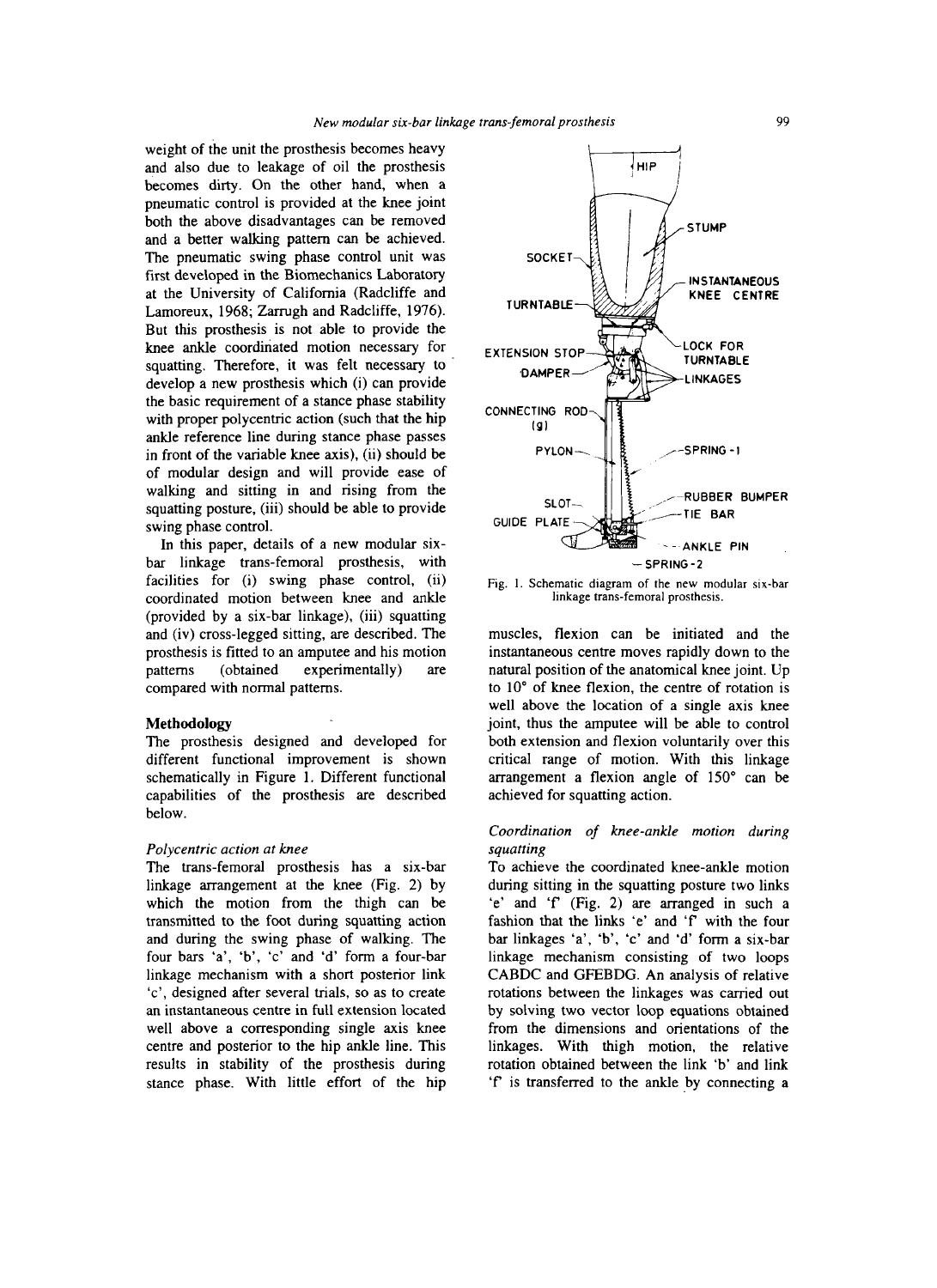weight of the unit the prosthesis becomes heavy and also due to leakage of oil the prosthesis becomes dirty. On the other hand, when a pneumatic control is provided at the knee joint both the above disadvantages can be removed and a better walking pattern can be achieved. The pneumatic swing phase control unit was first developed in the Biomechanics Laboratory at the University of California (Radcliffe and Lamoreux, 1968; Zarrugh and Radcliffe, 1976). But this prosthesis is not able to provide the knee ankle coordinated motion necessary for squatting. Therefore, it was felt necessary to develop a new prosthesis which (i) can provide the basic requirement of a stance phase stability with proper polycentric action (such that the hip ankle reference line during stance phase passes in front of the variable knee axis), (ii) should be of modular design and will provide ease of walking and sitting in and rising from the squatting posture, (iii) should be able to provide swing phase control.

In this paper, details of a new modular six-bar linkage trans-femoral prosthesis, with facilities for (i) swing phase control, (ii) coordinated motion between knee and ankle (provided by a six-bar linkage), (iii) squatting and (iv) cross-legged sitting, are described. The prosthesis is fitted to an amputee and his motion patterns (obtained experimentally) are compared with normal patterns.

## Methodology

The prosthesis designed and developed for different functional improvement is shown schematically in Figure 1. Different functional capabilities of the prosthesis are described below.

### *Polycentric action at knee*

The trans-femoral prosthesis has a six-bar linkage arrangement at the knee (Fig. 2) by which the motion from the thigh can be transmitted to the foot during squatting action and during the swing phase of walking. The four bars 'a', 'b', 'c' and 'd' form a four-bar linkage mechanism with a short posterior link 'c', designed after several trials, so as to create an instantaneous centre in full extension located well above a corresponding single axis knee centre and posterior to the hip ankle line. This results in stability of the prosthesis during stance phase. With little effort of the hip muscles, flexion can be initiated and the instantaneous centre moves rapidly down to the natural position of the anatomical knee joint. Up to 10° of knee flexion, the centre of rotation is well above the location of a single axis knee joint, thus the amputee will be able to control both extension and flexion voluntarily over this critical range of motion. With this linkage arrangement a flexion angle of 150° can be achieved for squatting action.

Fig. 1. Schematic diagram of the new modular six-bar linkage trans-femoral prosthesis.

### *Coordination of knee-ankle motion during squatting*

To achieve the coordinated knee-ankle motion during sitting in the squatting posture two links 'e' and 'f' (Fig. 2) are arranged in such a fashion that the links 'e' and 'f' with the four bar linkages 'a', 'b', 'c' and 'd' form a six-bar linkage mechanism consisting of two loops CABDC and GFEBDG. An analysis of relative rotations between the linkages was carried out by solving two vector loop equations obtained from the dimensions and orientations of the linkages. With thigh motion, the relative rotation obtained between the link 'b' and link 'f' is transferred to the ankle by connecting a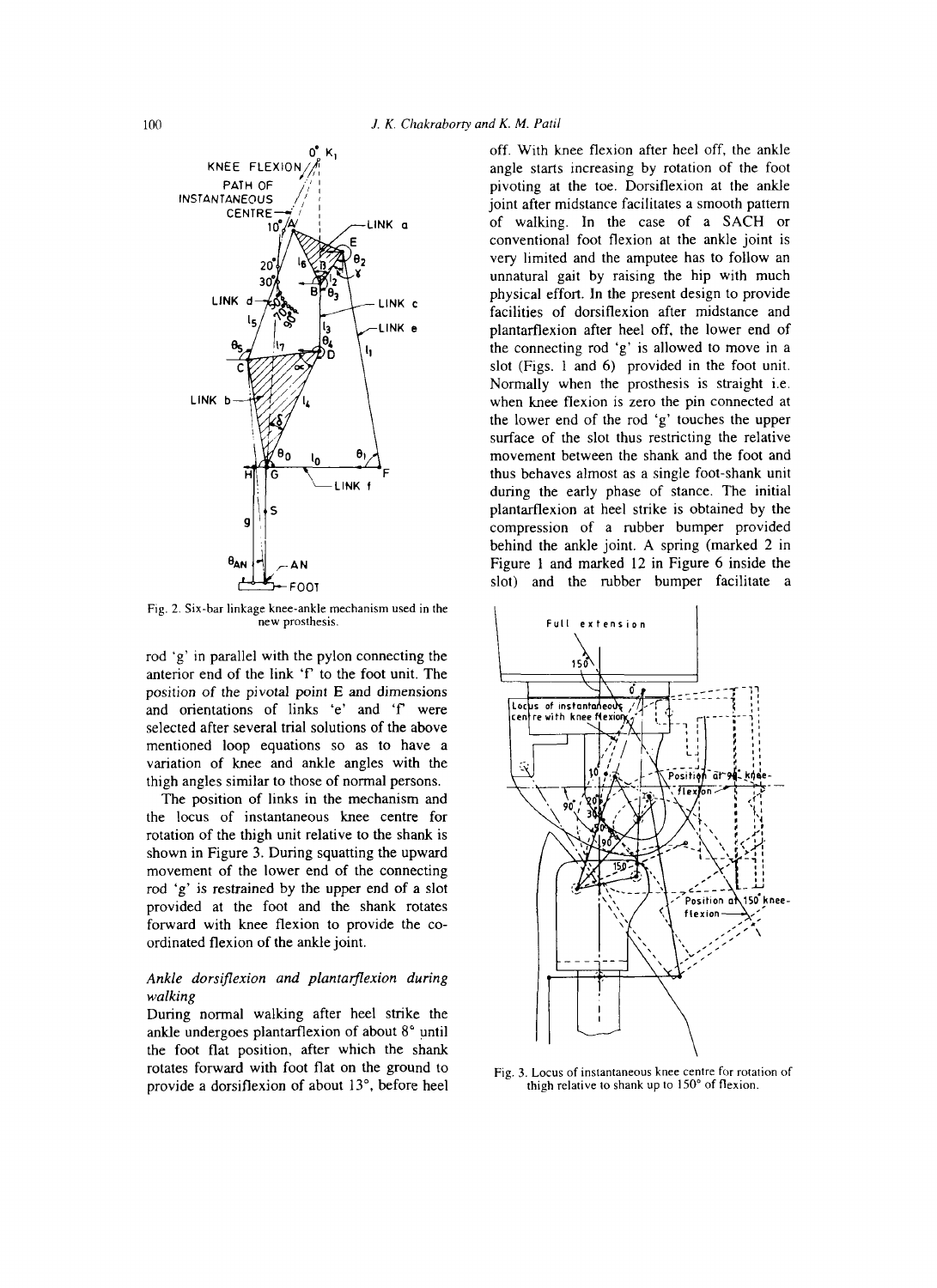Fig. 2. Six-bar linkage knee-ankle mechanism used in the new prosthesis.

rod 'g' in parallel with the pylon connecting the anterior end of the link 'f' to the foot unit. The position of the pivotal point E and dimensions and orientations of links 'e' and 'f' were selected after several trial solutions of the above mentioned loop equations so as to have a variation of knee and ankle angles with the thigh angles similar to those of normal persons.

The position of links in the mechanism and the locus of instantaneous knee centre for rotation of the thigh unit relative to the shank is shown in Figure 3. During squatting the upward movement of the lower end of the connecting rod 'g' is restrained by the upper end of a slot provided at the foot and the shank rotates forward with knee flexion to provide the co-ordinated flexion of the ankle joint.

### *Ankle dorsiflexion and plantarflexion during walking*

During normal walking after heel strike the ankle undergoes plantarflexion of about 8° until the foot flat position, after which the shank rotates forward with foot flat on the ground to provide a dorsiflexion of about 13°, before heel off. With knee flexion after heel off, the ankle angle starts increasing by rotation of the foot pivoting at the toe. Dorsiflexion at the ankle joint after midstance facilitates a smooth pattern of walking. In the case of a SACH or conventional foot flexion at the ankle joint is very limited and the amputee has to follow an unnatural gait by raising the hip with much physical effort. In the present design to provide facilities of dorsiflexion after midstance and plantarflexion after heel off, the lower end of the connecting rod 'g' is allowed to move in a slot (Figs. 1 and 6) provided in the foot unit. Normally when the prosthesis is straight i.e. when knee flexion is zero the pin connected at the lower end of the rod 'g' touches the upper surface of the slot thus restricting the relative movement between the shank and the foot and thus behaves almost as a single foot-shank unit during the early phase of stance. The initial plantarflexion at heel strike is obtained by the compression of a rubber bumper provided behind the ankle joint. A spring (marked 2 in Figure 1 and marked 12 in Figure 6 inside the slot) and the rubber bumper facilitate a

Fig. 3. Locus of instantaneous knee centre for rotation of thigh relative to shank up to 150° of flexion.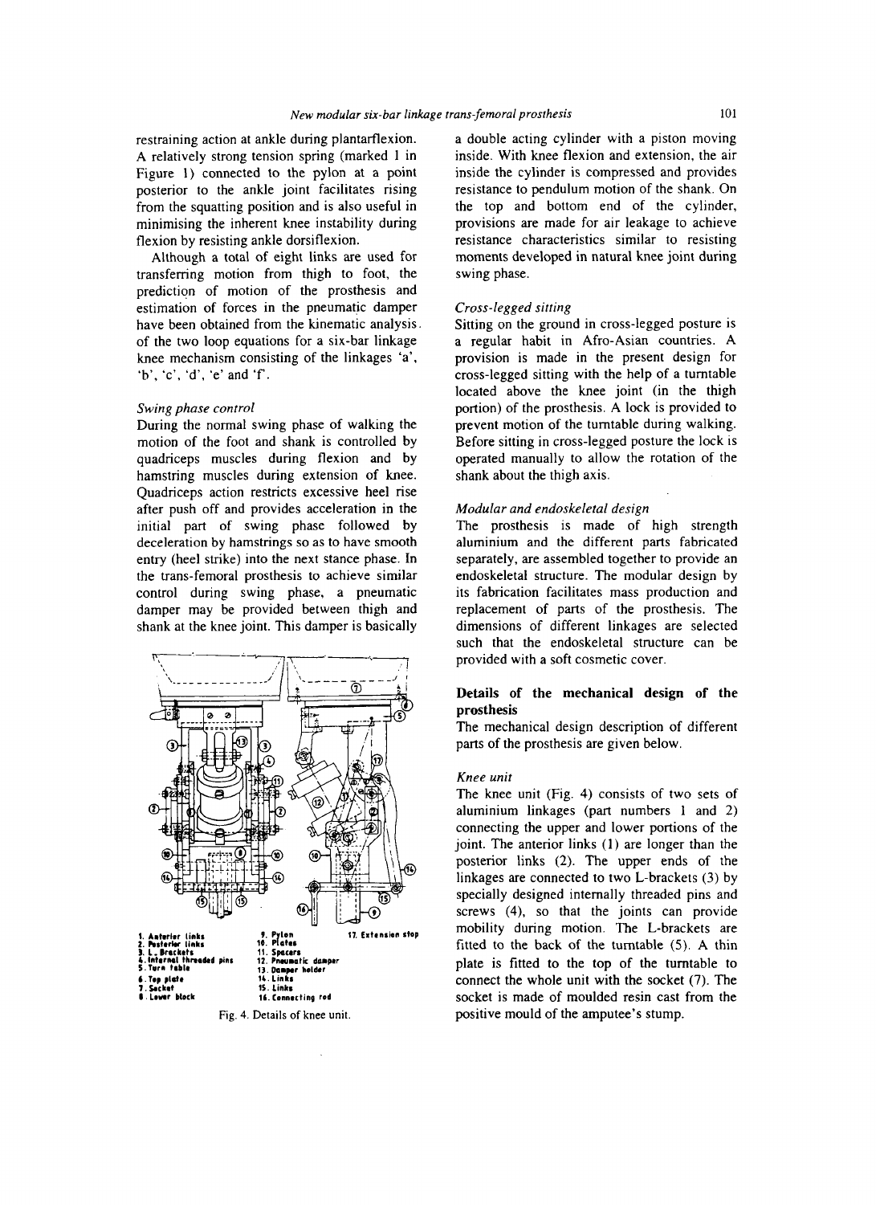restraining action at ankle during plantarflexion. A relatively strong tension spring (marked 1 in Figure 1) connected to the pylon at a point posterior to the ankle joint facilitates rising from the squatting position and is also useful in minimising the inherent knee instability during flexion by resisting ankle dorsiflexion.

Although a total of eight links are used for transferring motion from thigh to foot, the prediction of motion of the prosthesis and estimation of forces in the pneumatic damper have been obtained from the kinematic analysis of the two loop equations for a six-bar linkage knee mechanism consisting of the linkages 'a', 'b', 'c', 'd', 'e' and 'f'.

### *Swing phase control*

During the normal swing phase of walking the motion of the foot and shank is controlled by quadriceps muscles during flexion and by hamstring muscles during extension of knee. Quadriceps action restricts excessive heel rise after push off and provides acceleration in the initial part of swing phase followed by deceleration by hamstrings so as to have smooth entry (heel strike) into the next stance phase. In the trans-femoral prosthesis to achieve similar control during swing phase, a pneumatic damper may be provided between thigh and shank at the knee joint. This damper is basically a double acting cylinder with a piston moving inside. With knee flexion and extension, the air inside the cylinder is compressed and provides resistance to pendulum motion of the shank. On the top and bottom end of the cylinder, provisions are made for air leakage to achieve resistance characteristics similar to resisting moments developed in natural knee joint during swing phase.

1. Anterior links
2. Posterior links
3. L-Brackets
4. Internal threaded pins
5. Turn table
6. Top plate
7. Socket
8. Lower block
9. Pylon
10. Plates
11. Spacers
12. Pneumatic damper
13. Damper holder
14. Links
15. Links
16. Connecting rod
17. Extension stop

Fig. 4. Details of knee unit.

### *Cross-legged sitting*

Sitting on the ground in cross-legged posture is a regular habit in Afro-Asian countries. A provision is made in the present design for cross-legged sitting with the help of a turntable located above the knee joint (in the thigh portion) of the prosthesis. A lock is provided to prevent motion of the turntable during walking. Before sitting in cross-legged posture the lock is operated manually to allow the rotation of the shank about the thigh axis.

### *Modular and endoskeletal design*

The prosthesis is made of high strength aluminium and the different parts fabricated separately, are assembled together to provide an endoskeletal structure. The modular design by its fabrication facilitates mass production and replacement of parts of the prosthesis. The dimensions of different linkages are selected such that the endoskeletal structure can be provided with a soft cosmetic cover.

## **Details of the mechanical design of the prosthesis**

The mechanical design description of different parts of the prosthesis are given below.

### *Knee unit*

The knee unit (Fig. 4) consists of two sets of aluminium linkages (part numbers 1 and 2) connecting the upper and lower portions of the joint. The anterior links (1) are longer than the posterior links (2). The upper ends of the linkages are connected to two L-brackets (3) by specially designed internally threaded pins and screws (4), so that the joints can provide mobility during motion. The L-brackets are fitted to the back of the turntable (5). A thin plate is fitted to the top of the turntable to connect the whole unit with the socket (7). The socket is made of moulded resin cast from the positive mould of the amputee's stump.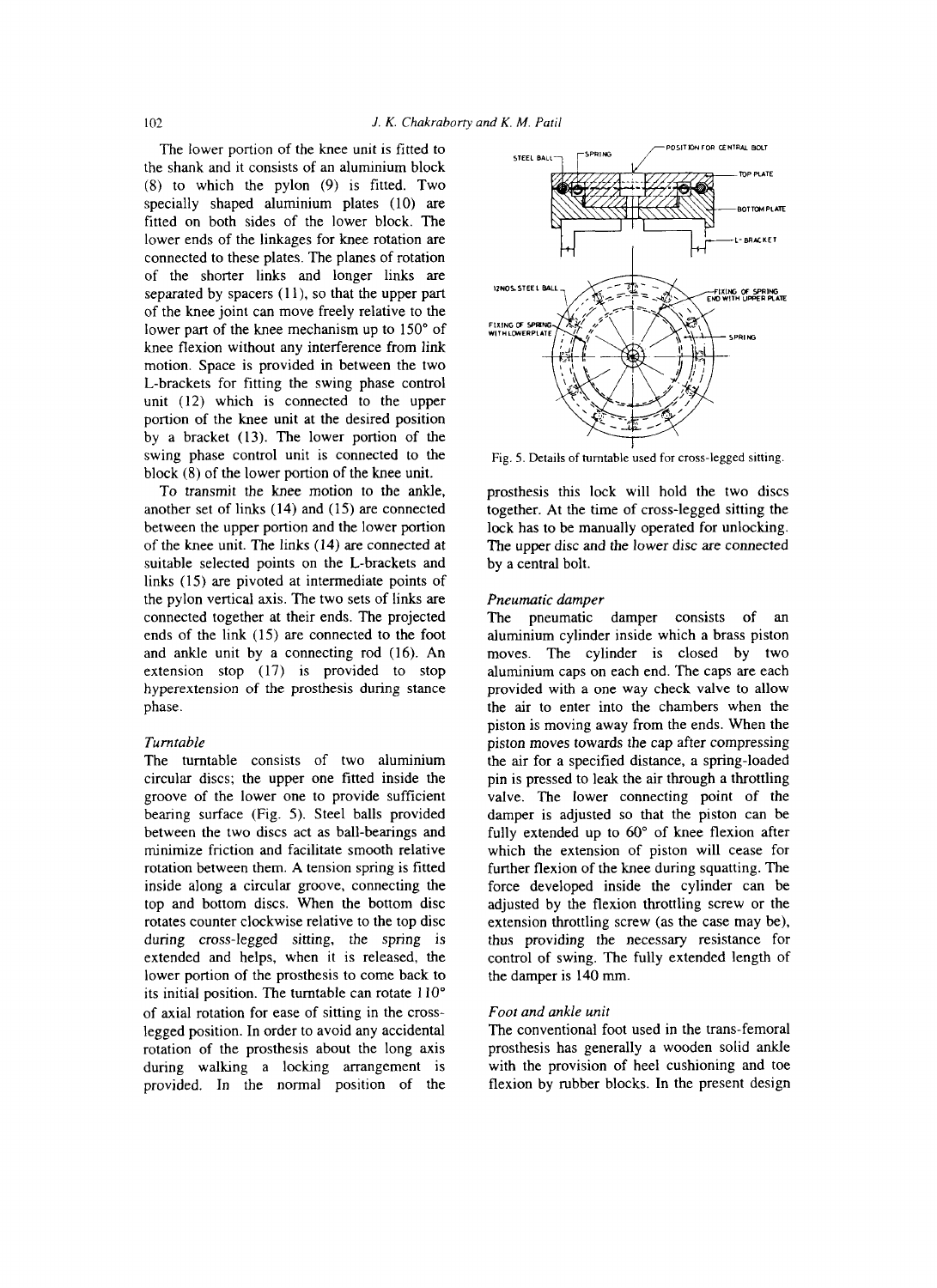The lower portion of the knee unit is fitted to the shank and it consists of an aluminium block (8) to which the pylon (9) is fitted. Two specially shaped aluminium plates (10) are fitted on both sides of the lower block. The lower ends of the linkages for knee rotation are connected to these plates. The planes of rotation of the shorter links and longer links are separated by spacers (11), so that the upper part of the knee joint can move freely relative to the lower part of the knee mechanism up to 150° of knee flexion without any interference from link motion. Space is provided in between the two L-brackets for fitting the swing phase control unit (12) which is connected to the upper portion of the knee unit at the desired position by a bracket (13). The lower portion of the swing phase control unit is connected to the block (8) of the lower portion of the knee unit.

To transmit the knee motion to the ankle, another set of links (14) and (15) are connected between the upper portion and the lower portion of the knee unit. The links (14) are connected at suitable selected points on the L-brackets and links (15) are pivoted at intermediate points of the pylon vertical axis. The two sets of links are connected together at their ends. The projected ends of the link (15) are connected to the foot and ankle unit by a connecting rod (16). An extension stop (17) is provided to stop hyperextension of the prosthesis during stance phase.

*Turntable*

The turntable consists of two aluminium circular discs; the upper one fitted inside the groove of the lower one to provide sufficient bearing surface (Fig. 5). Steel balls provided between the two discs act as ball-bearings and minimize friction and facilitate smooth relative rotation between them. A tension spring is fitted inside along a circular groove, connecting the top and bottom discs. When the bottom disc rotates counter clockwise relative to the top disc during cross-legged sitting, the spring is extended and helps, when it is released, the lower portion of the prosthesis to come back to its initial position. The turntable can rotate 110° of axial rotation for ease of sitting in the cross-legged position. In order to avoid any accidental rotation of the prosthesis about the long axis during walking a locking arrangement is provided. In the normal position of the prosthesis this lock will hold the two discs together. At the time of cross-legged sitting the lock has to be manually operated for unlocking. The upper disc and the lower disc are connected by a central bolt.

Fig. 5. Details of turntable used for cross-legged sitting.

*Pneumatic damper*

The pneumatic damper consists of an aluminium cylinder inside which a brass piston moves. The cylinder is closed by two aluminium caps on each end. The caps are each provided with a one way check valve to allow the air to enter into the chambers when the piston is moving away from the ends. When the piston moves towards the cap after compressing the air for a specified distance, a spring-loaded pin is pressed to leak the air through a throttling valve. The lower connecting point of the damper is adjusted so that the piston can be fully extended up to 60° of knee flexion after which the extension of piston will cease for further flexion of the knee during squatting. The force developed inside the cylinder can be adjusted by the flexion throttling screw or the extension throttling screw (as the case may be), thus providing the necessary resistance for control of swing. The fully extended length of the damper is 140 mm.

*Foot and ankle unit*

The conventional foot used in the trans-femoral prosthesis has generally a wooden solid ankle with the provision of heel cushioning and toe flexion by rubber blocks. In the present design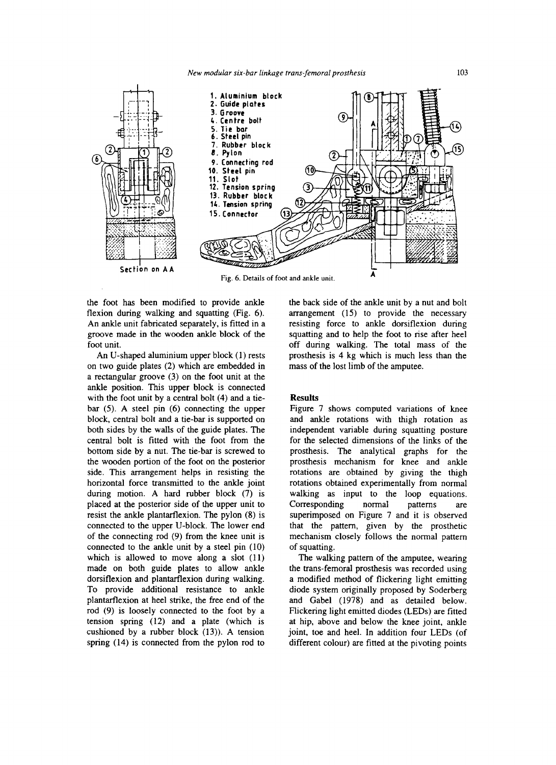Fig. 6. Details of foot and ankle unit.

the foot has been modified to provide ankle flexion during walking and squatting (Fig. 6). An ankle unit fabricated separately, is fitted in a groove made in the wooden ankle block of the foot unit.

An U-shaped aluminium upper block (1) rests on two guide plates (2) which are embedded in a rectangular groove (3) on the foot unit at the ankle position. This upper block is connected with the foot unit by a central bolt (4) and a tie-bar (5). A steel pin (6) connecting the upper block, central bolt and a tie-bar is supported on both sides by the walls of the guide plates. The central bolt is fitted with the foot from the bottom side by a nut. The tie-bar is screwed to the wooden portion of the foot on the posterior side. This arrangement helps in resisting the horizontal force transmitted to the ankle joint during motion. A hard rubber block (7) is placed at the posterior side of the upper unit to resist the ankle plantarflexion. The pylon (8) is connected to the upper U-block. The lower end of the connecting rod (9) from the knee unit is connected to the ankle unit by a steel pin (10) which is allowed to move along a slot (11) made on both guide plates to allow ankle dorsiflexion and plantarflexion during walking. To provide additional resistance to ankle plantarflexion at heel strike, the free end of the rod (9) is loosely connected to the foot by a tension spring (12) and a plate (which is cushioned by a rubber block (13)). A tension spring (14) is connected from the pylon rod to the back side of the ankle unit by a nut and bolt arrangement (15) to provide the necessary resisting force to ankle dorsiflexion during squatting and to help the foot to rise after heel off during walking. The total mass of the prosthesis is 4 kg which is much less than the mass of the lost limb of the amputee.

## Results

Figure 7 shows computed variations of knee and ankle rotations with thigh rotation as independent variable during squatting posture for the selected dimensions of the links of the prosthesis. The analytical graphs for the prosthesis mechanism for knee and ankle rotations are obtained by giving the thigh rotations obtained experimentally from normal walking as input to the loop equations. Corresponding normal patterns are superimposed on Figure 7 and it is observed that the pattern, given by the prosthetic mechanism closely follows the normal pattern of squatting.

The walking pattern of the amputee, wearing the trans-femoral prosthesis was recorded using a modified method of flickering light emitting diode system originally proposed by Soderberg and Gabel (1978) and as detailed below. Flickering light emitted diodes (LEDs) are fitted at hip, above and below the knee joint, ankle joint, toe and heel. In addition four LEDs (of different colour) are fitted at the pivoting points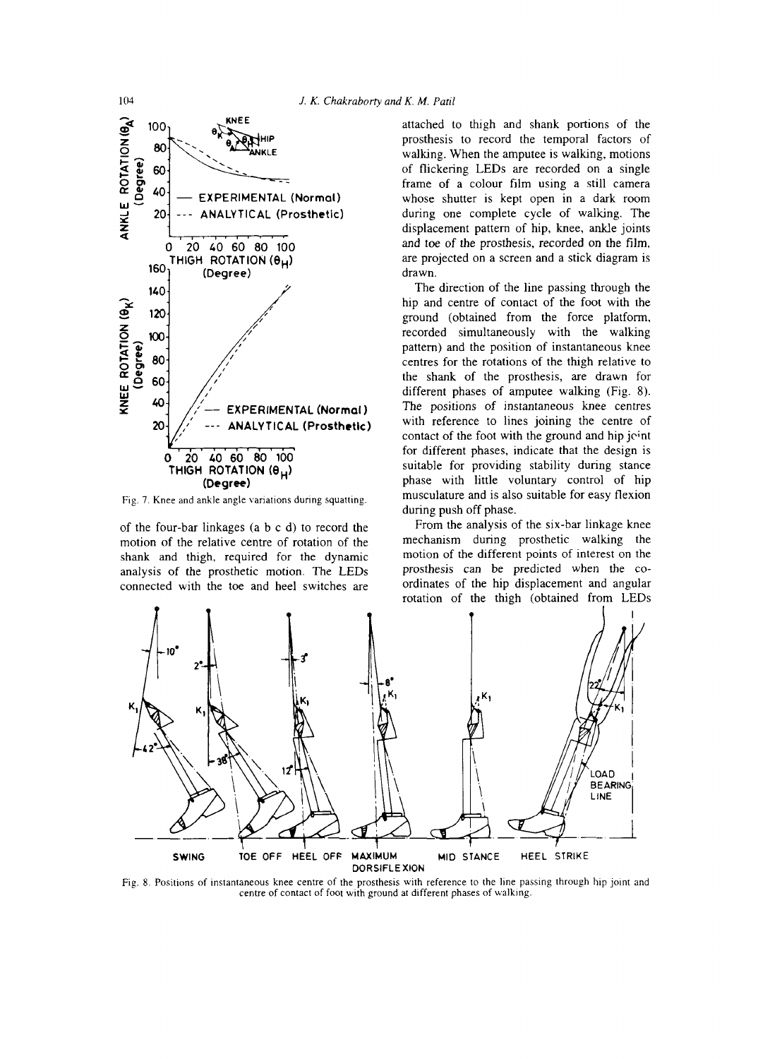Fig. 7. Knee and ankle angle variations during squatting.

of the four-bar linkages (a b c d) to record the motion of the relative centre of rotation of the shank and thigh, required for the dynamic analysis of the prosthetic motion. The LEDs connected with the toe and heel switches are attached to thigh and shank portions of the prosthesis to record the temporal factors of walking. When the amputee is walking, motions of flickering LEDs are recorded on a single frame of a colour film using a still camera whose shutter is kept open in a dark room during one complete cycle of walking. The displacement pattern of hip, knee, ankle joints and toe of the prosthesis, recorded on the film, are projected on a screen and a stick diagram is drawn.

The direction of the line passing through the hip and centre of contact of the foot with the ground (obtained from the force platform, recorded simultaneously with the walking pattern) and the position of instantaneous knee centres for the rotations of the thigh relative to the shank of the prosthesis, are drawn for different phases of amputee walking (Fig. 8). The positions of instantaneous knee centres with reference to lines joining the centre of contact of the foot with the ground and hip joint for different phases, indicate that the design is suitable for providing stability during stance phase with little voluntary control of hip musculature and is also suitable for easy flexion during push off phase.

From the analysis of the six-bar linkage knee mechanism during prosthetic walking the motion of the different points of interest on the prosthesis can be predicted when the co-ordinates of the hip displacement and angular rotation of the thigh (obtained from LEDs

Fig. 8. Positions of instantaneous knee centre of the prosthesis with reference to the line passing through hip joint and centre of contact of foot with ground at different phases of walking.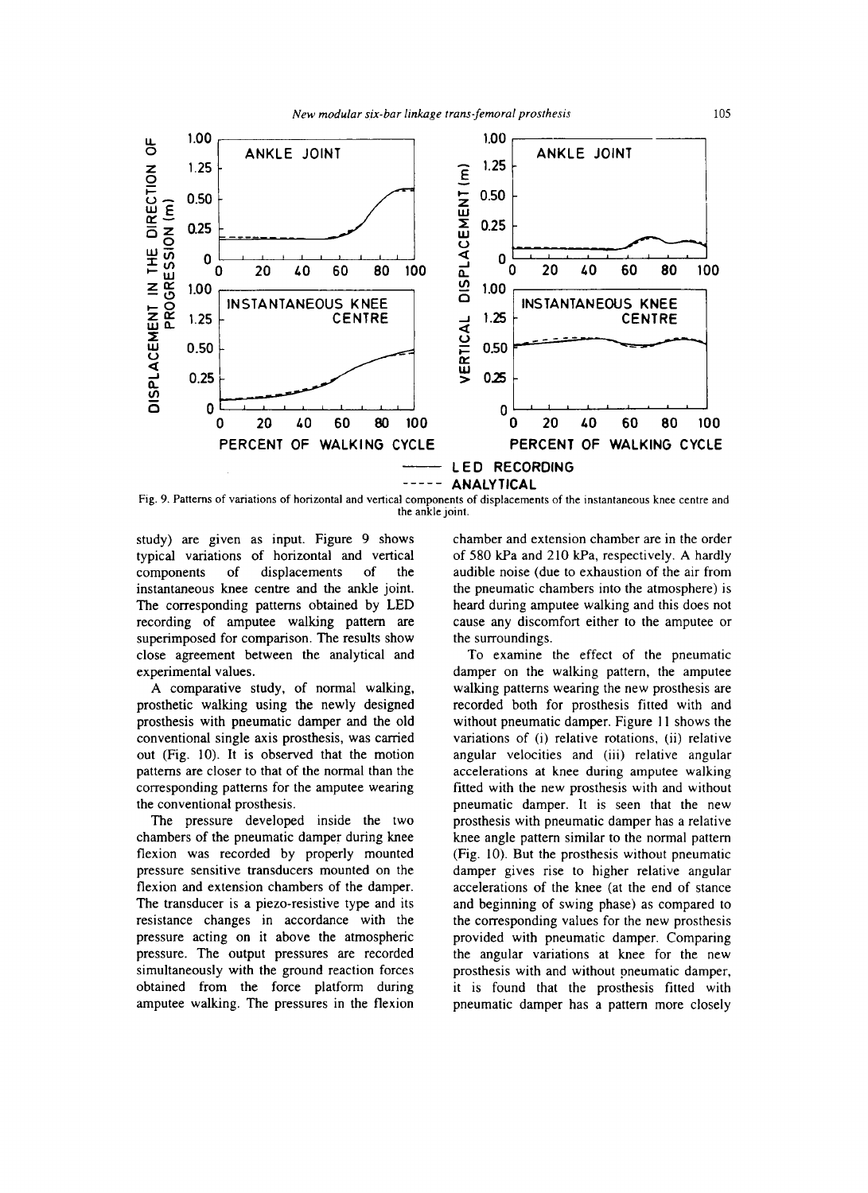Fig. 9. Patterns of variations of horizontal and vertical components of displacements of the instantaneous knee centre and the ankle joint.

study) are given as input. Figure 9 shows typical variations of horizontal and vertical components of displacements of the instantaneous knee centre and the ankle joint. The corresponding patterns obtained by LED recording of amputee walking pattern are superimposed for comparison. The results show close agreement between the analytical and experimental values.

A comparative study, of normal walking, prosthetic walking using the newly designed prosthesis with pneumatic damper and the old conventional single axis prosthesis, was carried out (Fig. 10). It is observed that the motion patterns are closer to that of the normal than the corresponding patterns for the amputee wearing the conventional prosthesis.

The pressure developed inside the two chambers of the pneumatic damper during knee flexion was recorded by properly mounted pressure sensitive transducers mounted on the flexion and extension chambers of the damper. The transducer is a piezo-resistive type and its resistance changes in accordance with the pressure acting on it above the atmospheric pressure. The output pressures are recorded simultaneously with the ground reaction forces obtained from the force platform during amputee walking. The pressures in the flexion chamber and extension chamber are in the order of 580 kPa and 210 kPa, respectively. A hardly audible noise (due to exhaustion of the air from the pneumatic chambers into the atmosphere) is heard during amputee walking and this does not cause any discomfort either to the amputee or the surroundings.

To examine the effect of the pneumatic damper on the walking pattern, the amputee walking patterns wearing the new prosthesis are recorded both for prosthesis fitted with and without pneumatic damper. Figure 11 shows the variations of (i) relative rotations, (ii) relative angular velocities and (iii) relative angular accelerations at knee during amputee walking fitted with the new prosthesis with and without pneumatic damper. It is seen that the new prosthesis with pneumatic damper has a relative knee angle pattern similar to the normal pattern (Fig. 10). But the prosthesis without pneumatic damper gives rise to higher relative angular accelerations of the knee (at the end of stance and beginning of swing phase) as compared to the corresponding values for the new prosthesis provided with pneumatic damper. Comparing the angular variations at knee for the new prosthesis with and without pneumatic damper, it is found that the prosthesis fitted with pneumatic damper has a pattern more closely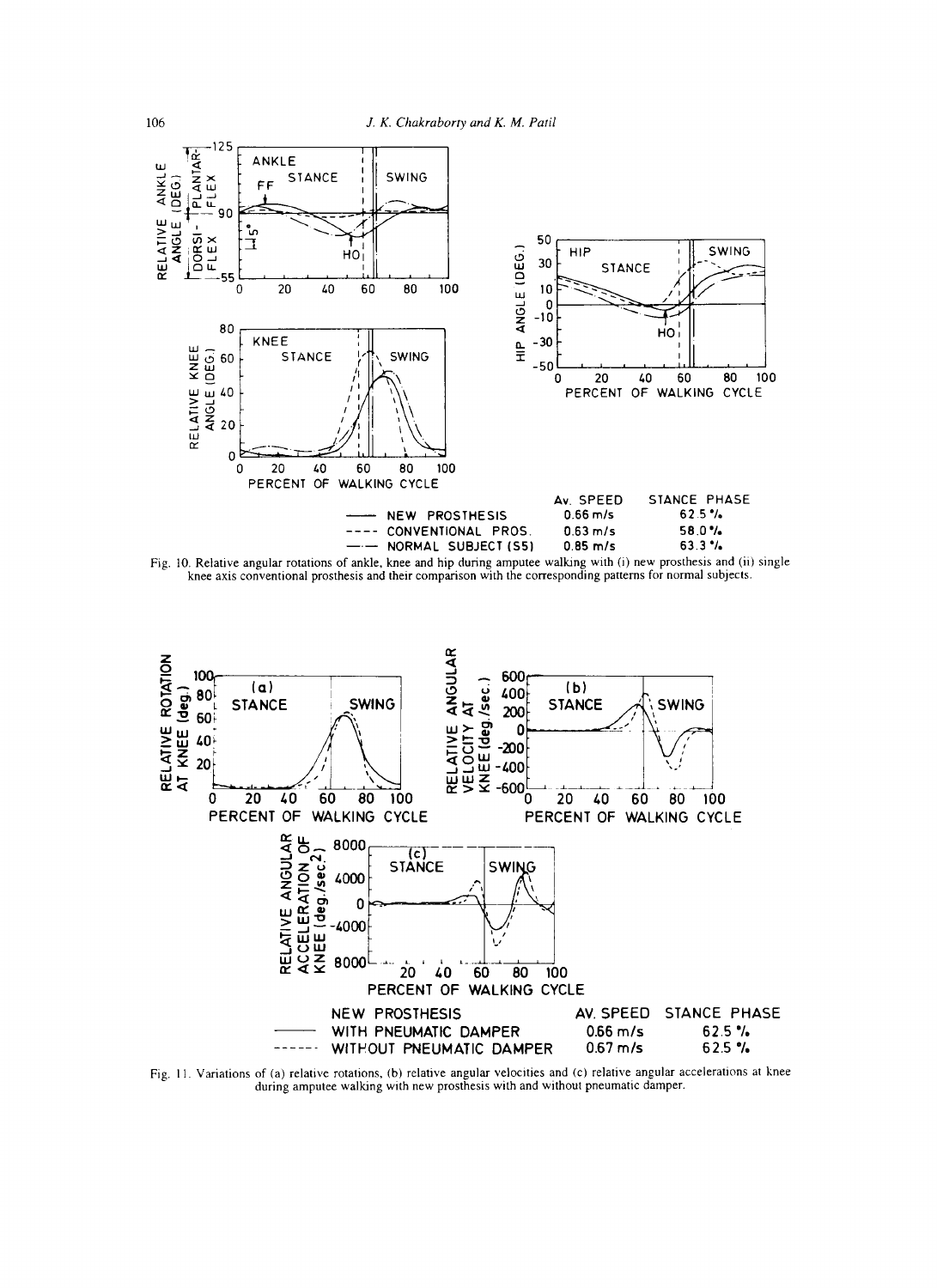Fig. 10. Relative angular rotations of ankle, knee and hip during amputee walking with (i) new prosthesis and (ii) single knee axis conventional prosthesis and their comparison with the corresponding patterns for normal subjects.

Fig. 11. Variations of (a) relative rotations, (b) relative angular velocities and (c) relative angular accelerations at knee during amputee walking with new prosthesis with and without pneumatic damper.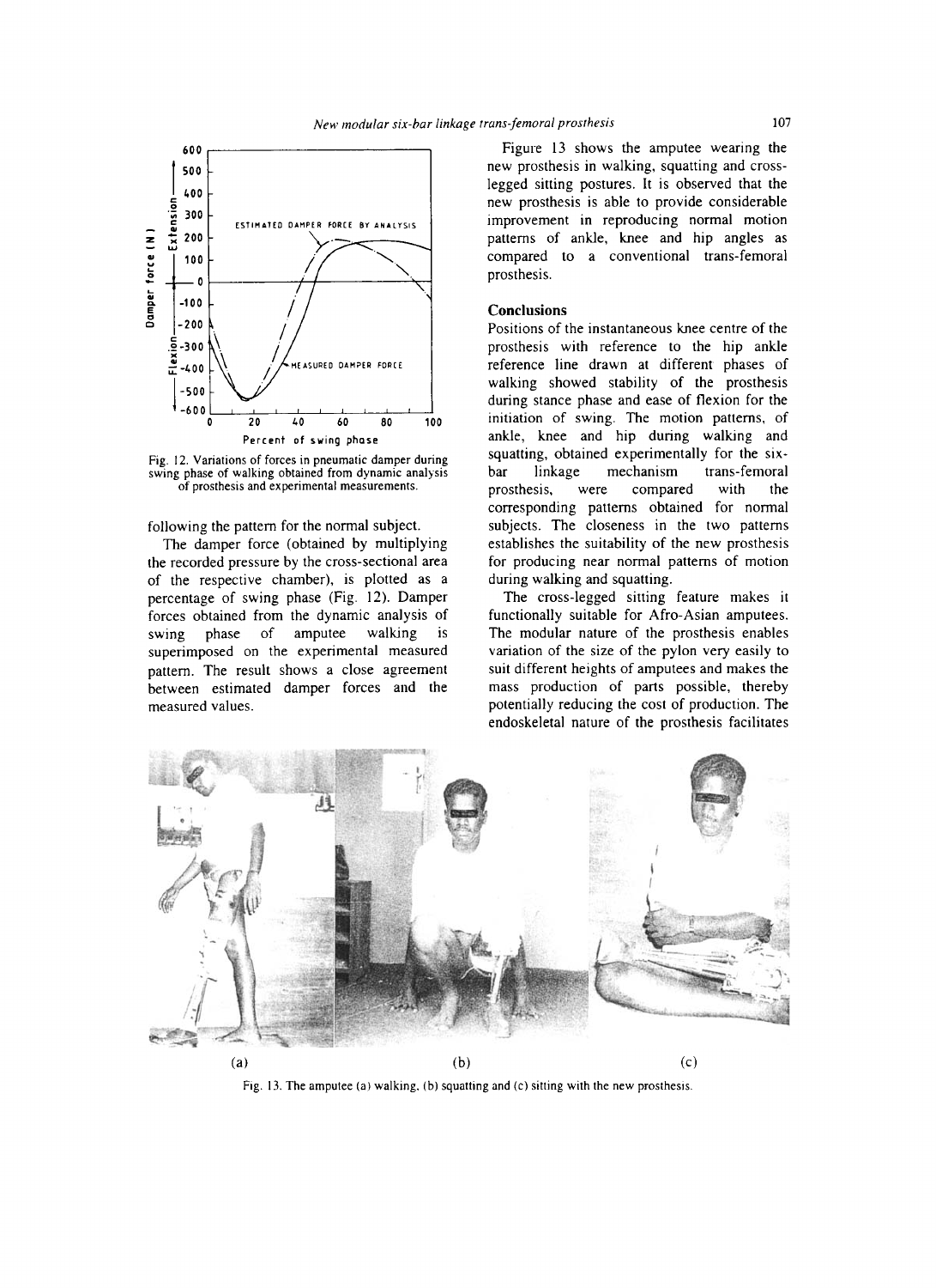Fig. 12. Variations of forces in pneumatic damper during swing phase of walking obtained from dynamic analysis of prosthesis and experimental measurements.

following the pattern for the normal subject.

The damper force (obtained by multiplying the recorded pressure by the cross-sectional area of the respective chamber), is plotted as a percentage of swing phase (Fig. 12). Damper forces obtained from the dynamic analysis of swing phase of amputee walking is superimposed on the experimental measured pattern. The result shows a close agreement between estimated damper forces and the measured values.

Figure 13 shows the amputee wearing the new prosthesis in walking, squatting and cross-legged sitting postures. It is observed that the new prosthesis is able to provide considerable improvement in reproducing normal motion patterns of ankle, knee and hip angles as compared to a conventional trans-femoral prosthesis.

## Conclusions

Positions of the instantaneous knee centre of the prosthesis with reference to the hip ankle reference line drawn at different phases of walking showed stability of the prosthesis during stance phase and ease of flexion for the initiation of swing. The motion patterns, of ankle, knee and hip during walking and squatting, obtained experimentally for the six-bar linkage mechanism trans-femoral prosthesis, were compared with the corresponding patterns obtained for normal subjects. The closeness in the two patterns establishes the suitability of the new prosthesis for producing near normal patterns of motion during walking and squatting.

The cross-legged sitting feature makes it functionally suitable for Afro-Asian amputees. The modular nature of the prosthesis enables variation of the size of the pylon very easily to suit different heights of amputees and makes the mass production of parts possible, thereby potentially reducing the cost of production. The endoskeletal nature of the prosthesis facilitates

Fig. 13. The amputee (a) walking, (b) squatting and (c) sitting with the new prosthesis.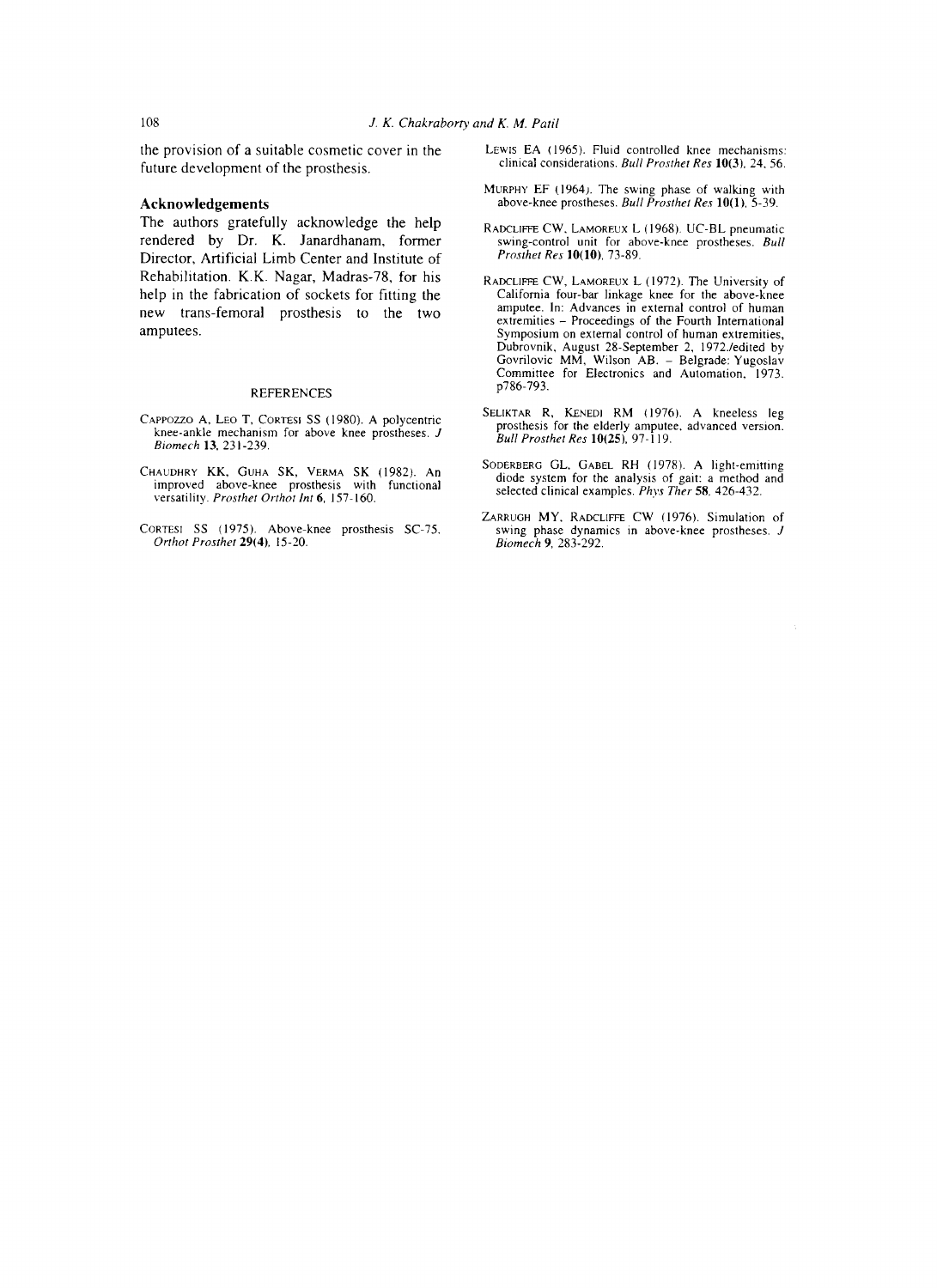the provision of a suitable cosmetic cover in the future development of the prosthesis.

## Acknowledgements

The authors gratefully acknowledge the help rendered by Dr. K. Janardhanam, former Director, Artificial Limb Center and Institute of Rehabilitation. K.K. Nagar, Madras-78, for his help in the fabrication of sockets for fitting the new trans-femoral prosthesis to the two amputees.

## REFERENCES

CAPPOZZO A, LEO T, CORTESI SS (1980). A polycentric knee-ankle mechanism for above knee prostheses. *J Biomech* **13**, 231-239.

CHAUDHRY KK, GUHA SK, VERMA SK (1982). An improved above-knee prosthesis with functional versatility. *Prosthet Orthot Int* **6**, 157-160.

CORTESI SS (1975). Above-knee prosthesis SC-75. *Orthot Prosthet* **29(4)**, 15-20.

LEWIS EA (1965). Fluid controlled knee mechanisms: clinical considerations. *Bull Prosthet Res* **10(3)**, 24, 56.

MURPHY EF (1964). The swing phase of walking with above-knee prostheses. *Bull Prosthet Res* **10(1)**, 5-39.

RADCLIFFE CW, LAMOREUX L (1968). UC-BL pneumatic swing-control unit for above-knee prostheses. *Bull Prosthet Res* **10(10)**, 73-89.

RADCLIFFE CW, LAMOREUX L (1972). The University of California four-bar linkage knee for the above-knee amputee. In: Advances in external control of human extremities – Proceedings of the Fourth International Symposium on external control of human extremities, Dubrovnik, August 28-September 2, 1972./edited by Govrilovic MM, Wilson AB. – Belgrade: Yugoslav Committee for Electronics and Automation, 1973. p786-793.

SELIKTAR R, KENEDI RM (1976). A kneeless leg prosthesis for the elderly amputee, advanced version. *Bull Prosthet Res* **10(25)**, 97-119.

SODERBERG GL, GABEL RH (1978). A light-emitting diode system for the analysis of gait: a method and selected clinical examples. *Phys Ther* **58**, 426-432.

ZARRUGH MY, RADCLIFFE CW (1976). Simulation of swing phase dynamics in above-knee prostheses. *J Biomech* **9**, 283-292.